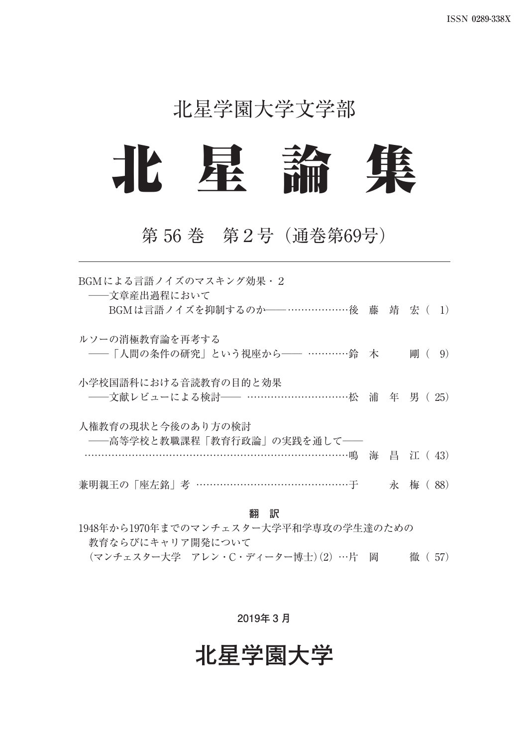ISSN 0289-338X

北星学園大学文学部

# 北 星 論 集

## 第 56 巻　第 2 号（通巻第69号）

---

BGMによる言語ノイズのマスキング効果・2
　――文章産出過程において
　　BGMは言語ノイズを抑制するのか――………………後　藤　靖　宏（ 1）

ルソーの消極教育論を再考する
　――「人間の条件の研究」という視座から―― …………鈴　木　　剛（ 9）

小学校国語科における音読教育の目的と効果
　――文献レビューによる検討―― …………………………松　浦　年　男（ 25）

人権教育の現状と今後のあり方の検討
　――高等学校と教職課程「教育行政論」の実践を通して――
………………………………………………………………………鳴　海　昌　江（ 43）

兼明親王の「座左銘」考 ………………………………………于　　永　梅（ 88）

**翻　訳**

1948年から1970年までのマンチェスター大学平和学専攻の学生達のための
　教育ならびにキャリア開発について
　（マンチェスター大学　アレン・C・ディーター博士）(2) …片　岡　　徹（ 57）

2019年 3 月

## 北星学園大学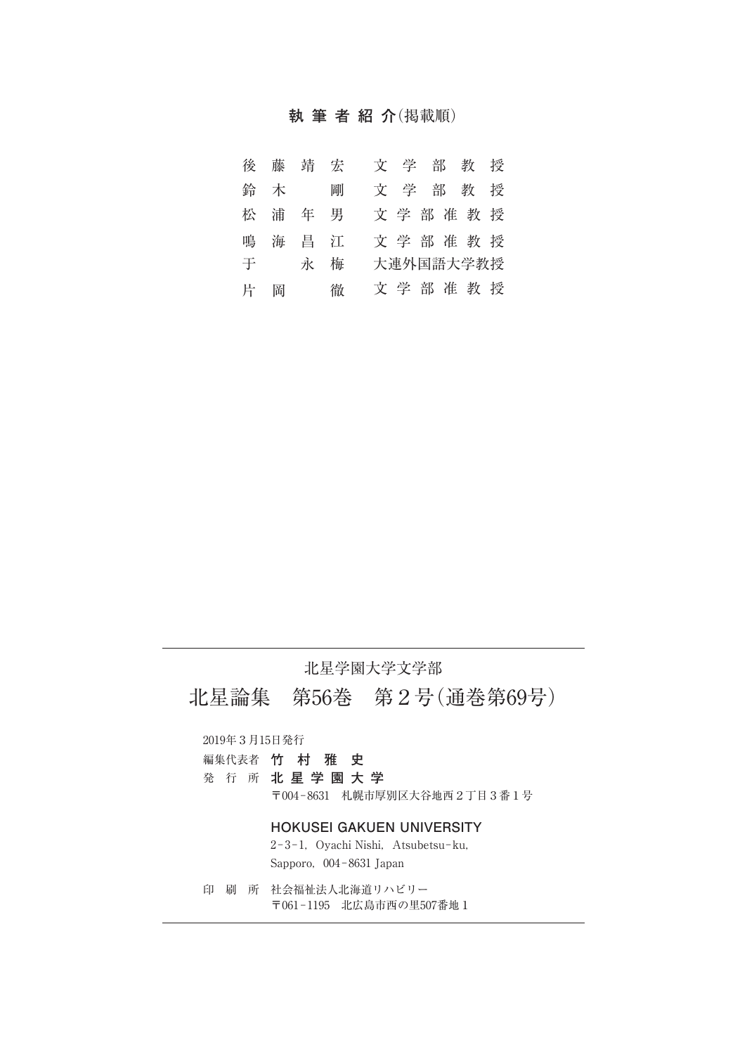## 執筆者紹介（掲載順）

| | |
|---|---|
| 後藤靖宏 | 文学部教授 |
| 鈴木　剛 | 文学部教授 |
| 松浦年男 | 文学部准教授 |
| 鳴海昌江 | 文学部准教授 |
| 于　永梅 | 大連外国語大学教授 |
| 片岡　徹 | 文学部准教授 |

---

北星学園大学文学部

# 北星論集　第56巻　第２号（通巻第69号）

2019年３月15日発行

編集代表者　**竹村雅史**

発行所　**北星学園大学**

〒004-8631　札幌市厚別区大谷地西２丁目３番１号

**HOKUSEI GAKUEN UNIVERSITY**

2-3-1, Oyachi Nishi, Atsubetsu-ku,
Sapporo, 004-8631 Japan

印刷所　社会福祉法人北海道リハビリー

〒061-1195　北広島市西の里507番地１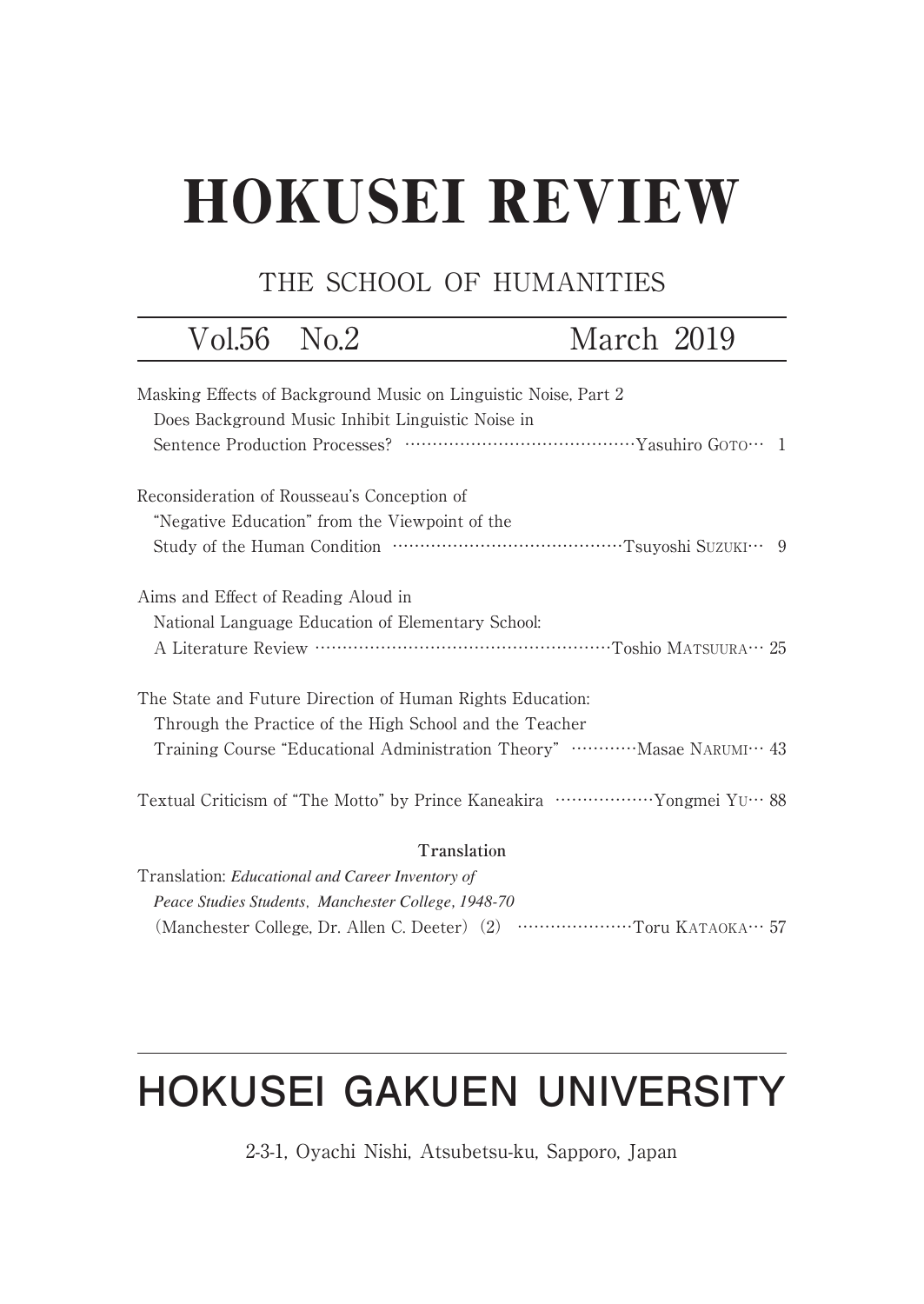# HOKUSEI REVIEW

## THE SCHOOL OF HUMANITIES

Vol.56 No.2 March 2019

Masking Effects of Background Music on Linguistic Noise, Part 2
Does Background Music Inhibit Linguistic Noise in
Sentence Production Processes? ……………………………………… Yasuhiro GOTO … 1

Reconsideration of Rousseau's Conception of
"Negative Education" from the Viewpoint of the
Study of the Human Condition ……………………………………… Tsuyoshi SUZUKI … 9

Aims and Effect of Reading Aloud in
National Language Education of Elementary School:
A Literature Review ……………………………………………… Toshio MATSUURA … 25

The State and Future Direction of Human Rights Education:
Through the Practice of the High School and the Teacher
Training Course "Educational Administration Theory" ………… Masae NARUMI … 43

Textual Criticism of "The Motto" by Prince Kaneakira ……………… Yongmei YU … 88

**Translation**

Translation: *Educational and Career Inventory of Peace Studies Students, Manchester College, 1948-70*
(Manchester College, Dr. Allen C. Deeter) (2) ………………… Toru KATAOKA … 57

# HOKUSEI GAKUEN UNIVERSITY

2-3-1, Oyachi Nishi, Atsubetsu-ku, Sapporo, Japan